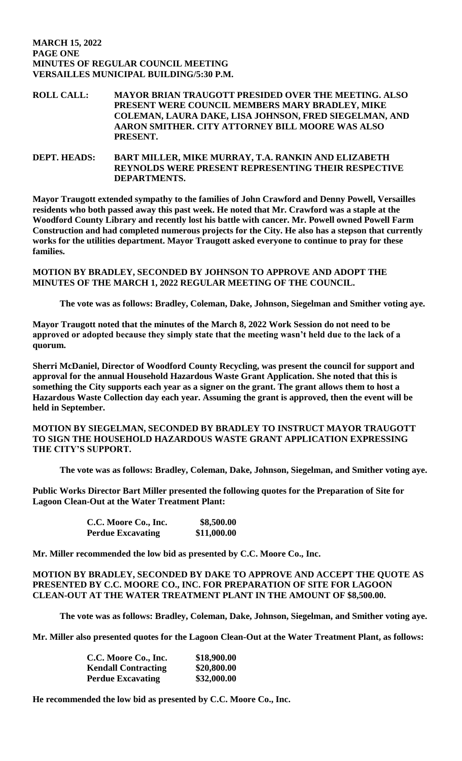**MARCH 15, 2022**
**PAGE ONE**
**MINUTES OF REGULAR COUNCIL MEETING**
**VERSAILLES MUNICIPAL BUILDING/5:30 P.M.**

**ROLL CALL:** **MAYOR BRIAN TRAUGOTT PRESIDED OVER THE MEETING. ALSO PRESENT WERE COUNCIL MEMBERS MARY BRADLEY, MIKE COLEMAN, LAURA DAKE, LISA JOHNSON, FRED SIEGELMAN, AND AARON SMITHER. CITY ATTORNEY BILL MOORE WAS ALSO PRESENT.**

**DEPT. HEADS:** **BART MILLER, MIKE MURRAY, T.A. RANKIN AND ELIZABETH REYNOLDS WERE PRESENT REPRESENTING THEIR RESPECTIVE DEPARTMENTS.**

**Mayor Traugott extended sympathy to the families of John Crawford and Denny Powell, Versailles residents who both passed away this past week. He noted that Mr. Crawford was a staple at the Woodford County Library and recently lost his battle with cancer. Mr. Powell owned Powell Farm Construction and had completed numerous projects for the City. He also has a stepson that currently works for the utilities department. Mayor Traugott asked everyone to continue to pray for these families.**

**MOTION BY BRADLEY, SECONDED BY JOHNSON TO APPROVE AND ADOPT THE MINUTES OF THE MARCH 1, 2022 REGULAR MEETING OF THE COUNCIL.**

**The vote was as follows: Bradley, Coleman, Dake, Johnson, Siegelman and Smither voting aye.**

**Mayor Traugott noted that the minutes of the March 8, 2022 Work Session do not need to be approved or adopted because they simply state that the meeting wasn't held due to the lack of a quorum.**

**Sherri McDaniel, Director of Woodford County Recycling, was present the council for support and approval for the annual Household Hazardous Waste Grant Application. She noted that this is something the City supports each year as a signer on the grant. The grant allows them to host a Hazardous Waste Collection day each year. Assuming the grant is approved, then the event will be held in September.**

**MOTION BY SIEGELMAN, SECONDED BY BRADLEY TO INSTRUCT MAYOR TRAUGOTT TO SIGN THE HOUSEHOLD HAZARDOUS WASTE GRANT APPLICATION EXPRESSING THE CITY'S SUPPORT.**

**The vote was as follows: Bradley, Coleman, Dake, Johnson, Siegelman, and Smither voting aye.**

**Public Works Director Bart Miller presented the following quotes for the Preparation of Site for Lagoon Clean-Out at the Water Treatment Plant:**

| | |
|---|---|
| **C.C. Moore Co., Inc.** | **$8,500.00** |
| **Perdue Excavating** | **$11,000.00** |

**Mr. Miller recommended the low bid as presented by C.C. Moore Co., Inc.**

**MOTION BY BRADLEY, SECONDED BY DAKE TO APPROVE AND ACCEPT THE QUOTE AS PRESENTED BY C.C. MOORE CO., INC. FOR PREPARATION OF SITE FOR LAGOON CLEAN-OUT AT THE WATER TREATMENT PLANT IN THE AMOUNT OF $8,500.00.**

**The vote was as follows: Bradley, Coleman, Dake, Johnson, Siegelman, and Smither voting aye.**

**Mr. Miller also presented quotes for the Lagoon Clean-Out at the Water Treatment Plant, as follows:**

| | |
|---|---|
| **C.C. Moore Co., Inc.** | **$18,900.00** |
| **Kendall Contracting** | **$20,800.00** |
| **Perdue Excavating** | **$32,000.00** |

**He recommended the low bid as presented by C.C. Moore Co., Inc.**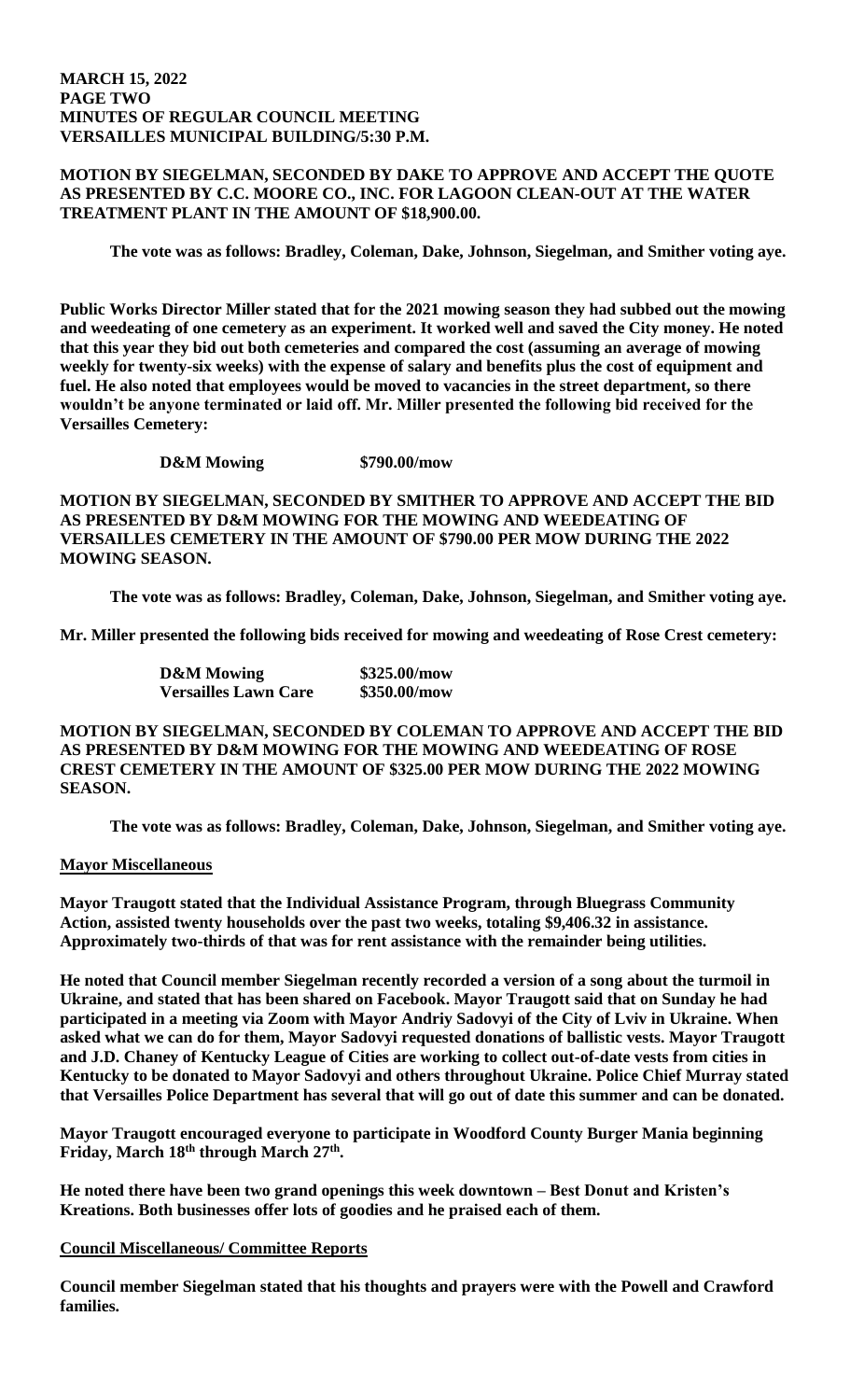**MARCH 15, 2022**
**PAGE TWO**
**MINUTES OF REGULAR COUNCIL MEETING**
**VERSAILLES MUNICIPAL BUILDING/5:30 P.M.**

**MOTION BY SIEGELMAN, SECONDED BY DAKE TO APPROVE AND ACCEPT THE QUOTE AS PRESENTED BY C.C. MOORE CO., INC. FOR LAGOON CLEAN-OUT AT THE WATER TREATMENT PLANT IN THE AMOUNT OF $18,900.00.**

**The vote was as follows: Bradley, Coleman, Dake, Johnson, Siegelman, and Smither voting aye.**

**Public Works Director Miller stated that for the 2021 mowing season they had subbed out the mowing and weedeating of one cemetery as an experiment. It worked well and saved the City money. He noted that this year they bid out both cemeteries and compared the cost (assuming an average of mowing weekly for twenty-six weeks) with the expense of salary and benefits plus the cost of equipment and fuel. He also noted that employees would be moved to vacancies in the street department, so there wouldn't be anyone terminated or laid off. Mr. Miller presented the following bid received for the Versailles Cemetery:**

| | |
|---|---|
| **D&M Mowing** | **$790.00/mow** |

**MOTION BY SIEGELMAN, SECONDED BY SMITHER TO APPROVE AND ACCEPT THE BID AS PRESENTED BY D&M MOWING FOR THE MOWING AND WEEDEATING OF VERSAILLES CEMETERY IN THE AMOUNT OF $790.00 PER MOW DURING THE 2022 MOWING SEASON.**

**The vote was as follows: Bradley, Coleman, Dake, Johnson, Siegelman, and Smither voting aye.**

**Mr. Miller presented the following bids received for mowing and weedeating of Rose Crest cemetery:**

| | |
|---|---|
| **D&M Mowing** | **$325.00/mow** |
| **Versailles Lawn Care** | **$350.00/mow** |

**MOTION BY SIEGELMAN, SECONDED BY COLEMAN TO APPROVE AND ACCEPT THE BID AS PRESENTED BY D&M MOWING FOR THE MOWING AND WEEDEATING OF ROSE CREST CEMETERY IN THE AMOUNT OF $325.00 PER MOW DURING THE 2022 MOWING SEASON.**

**The vote was as follows: Bradley, Coleman, Dake, Johnson, Siegelman, and Smither voting aye.**

**Mayor Miscellaneous**

**Mayor Traugott stated that the Individual Assistance Program, through Bluegrass Community Action, assisted twenty households over the past two weeks, totaling $9,406.32 in assistance. Approximately two-thirds of that was for rent assistance with the remainder being utilities.**

**He noted that Council member Siegelman recently recorded a version of a song about the turmoil in Ukraine, and stated that has been shared on Facebook. Mayor Traugott said that on Sunday he had participated in a meeting via Zoom with Mayor Andriy Sadovyi of the City of Lviv in Ukraine. When asked what we can do for them, Mayor Sadovyi requested donations of ballistic vests. Mayor Traugott and J.D. Chaney of Kentucky League of Cities are working to collect out-of-date vests from cities in Kentucky to be donated to Mayor Sadovyi and others throughout Ukraine. Police Chief Murray stated that Versailles Police Department has several that will go out of date this summer and can be donated.**

**Mayor Traugott encouraged everyone to participate in Woodford County Burger Mania beginning Friday, March 18th through March 27th.**

**He noted there have been two grand openings this week downtown – Best Donut and Kristen's Kreations. Both businesses offer lots of goodies and he praised each of them.**

**Council Miscellaneous/ Committee Reports**

**Council member Siegelman stated that his thoughts and prayers were with the Powell and Crawford families.**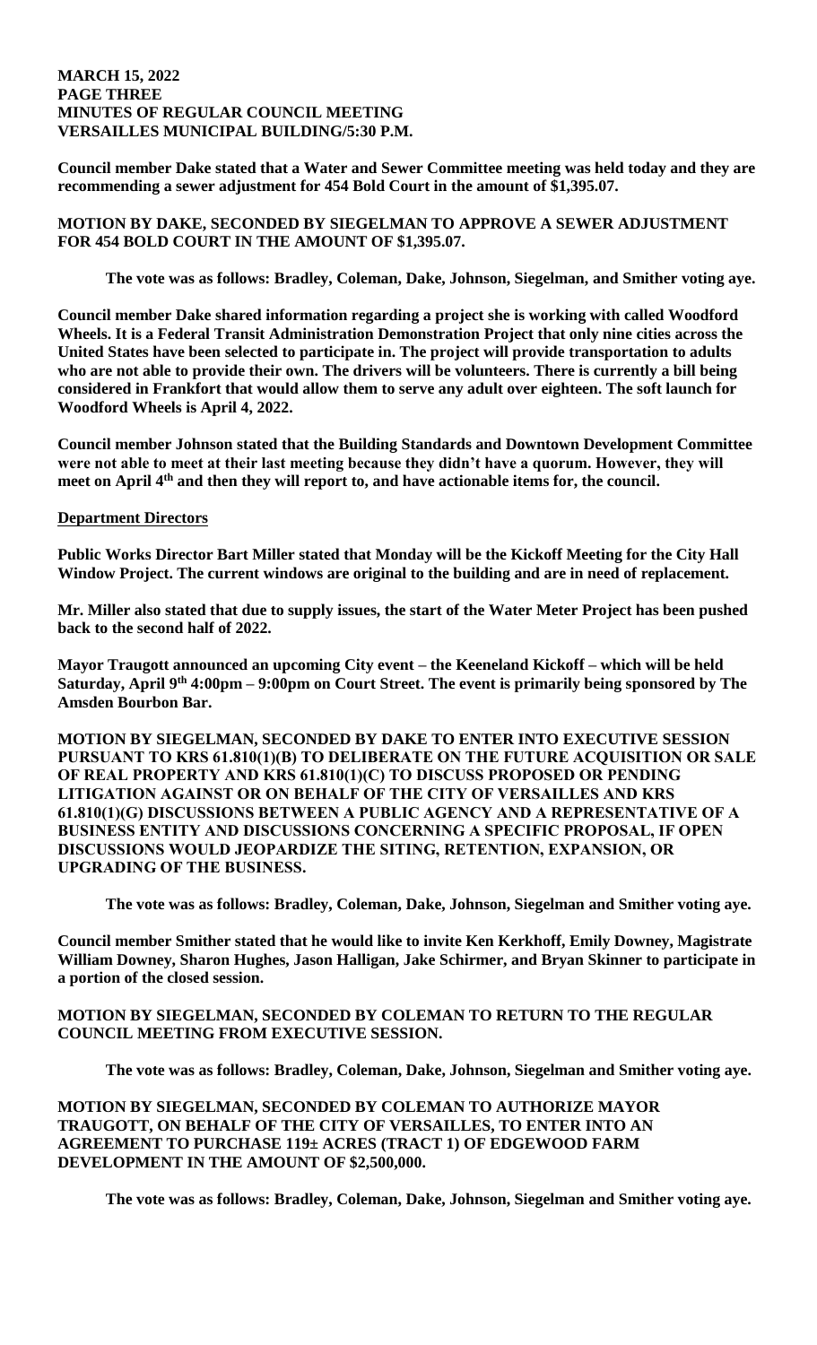**Council member Dake stated that a Water and Sewer Committee meeting was held today and they are recommending a sewer adjustment for 454 Bold Court in the amount of $1,395.07.**

**MOTION BY DAKE, SECONDED BY SIEGELMAN TO APPROVE A SEWER ADJUSTMENT FOR 454 BOLD COURT IN THE AMOUNT OF $1,395.07.**

**The vote was as follows: Bradley, Coleman, Dake, Johnson, Siegelman, and Smither voting aye.**

**Council member Dake shared information regarding a project she is working with called Woodford Wheels. It is a Federal Transit Administration Demonstration Project that only nine cities across the United States have been selected to participate in. The project will provide transportation to adults who are not able to provide their own. The drivers will be volunteers. There is currently a bill being considered in Frankfort that would allow them to serve any adult over eighteen. The soft launch for Woodford Wheels is April 4, 2022.**

**Council member Johnson stated that the Building Standards and Downtown Development Committee were not able to meet at their last meeting because they didn't have a quorum. However, they will meet on April 4th and then they will report to, and have actionable items for, the council.**

**Department Directors**

**Public Works Director Bart Miller stated that Monday will be the Kickoff Meeting for the City Hall Window Project. The current windows are original to the building and are in need of replacement.**

**Mr. Miller also stated that due to supply issues, the start of the Water Meter Project has been pushed back to the second half of 2022.**

**Mayor Traugott announced an upcoming City event – the Keeneland Kickoff – which will be held Saturday, April 9th 4:00pm – 9:00pm on Court Street. The event is primarily being sponsored by The Amsden Bourbon Bar.**

**MOTION BY SIEGELMAN, SECONDED BY DAKE TO ENTER INTO EXECUTIVE SESSION PURSUANT TO KRS 61.810(1)(B) TO DELIBERATE ON THE FUTURE ACQUISITION OR SALE OF REAL PROPERTY AND KRS 61.810(1)(C) TO DISCUSS PROPOSED OR PENDING LITIGATION AGAINST OR ON BEHALF OF THE CITY OF VERSAILLES AND KRS 61.810(1)(G) DISCUSSIONS BETWEEN A PUBLIC AGENCY AND A REPRESENTATIVE OF A BUSINESS ENTITY AND DISCUSSIONS CONCERNING A SPECIFIC PROPOSAL, IF OPEN DISCUSSIONS WOULD JEOPARDIZE THE SITING, RETENTION, EXPANSION, OR UPGRADING OF THE BUSINESS.**

**The vote was as follows: Bradley, Coleman, Dake, Johnson, Siegelman and Smither voting aye.**

**Council member Smither stated that he would like to invite Ken Kerkhoff, Emily Downey, Magistrate William Downey, Sharon Hughes, Jason Halligan, Jake Schirmer, and Bryan Skinner to participate in a portion of the closed session.**

**MOTION BY SIEGELMAN, SECONDED BY COLEMAN TO RETURN TO THE REGULAR COUNCIL MEETING FROM EXECUTIVE SESSION.**

**The vote was as follows: Bradley, Coleman, Dake, Johnson, Siegelman and Smither voting aye.**

**MOTION BY SIEGELMAN, SECONDED BY COLEMAN TO AUTHORIZE MAYOR TRAUGOTT, ON BEHALF OF THE CITY OF VERSAILLES, TO ENTER INTO AN AGREEMENT TO PURCHASE 119± ACRES (TRACT 1) OF EDGEWOOD FARM DEVELOPMENT IN THE AMOUNT OF $2,500,000.**

**The vote was as follows: Bradley, Coleman, Dake, Johnson, Siegelman and Smither voting aye.**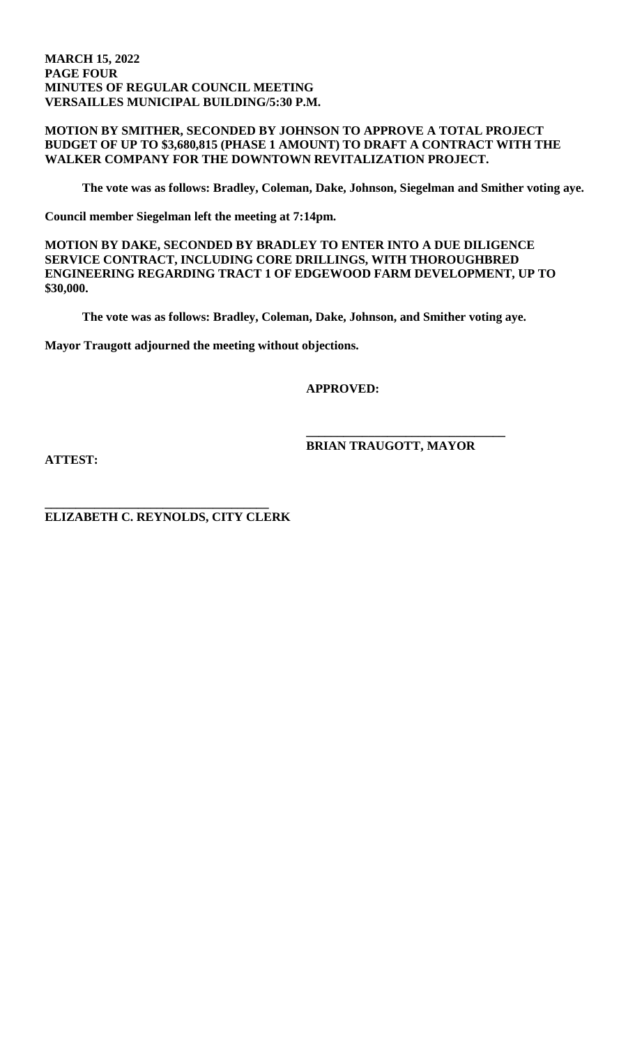**MOTION BY SMITHER, SECONDED BY JOHNSON TO APPROVE A TOTAL PROJECT BUDGET OF UP TO $3,680,815 (PHASE 1 AMOUNT) TO DRAFT A CONTRACT WITH THE WALKER COMPANY FOR THE DOWNTOWN REVITALIZATION PROJECT.**

**The vote was as follows: Bradley, Coleman, Dake, Johnson, Siegelman and Smither voting aye.**

**Council member Siegelman left the meeting at 7:14pm.**

**MOTION BY DAKE, SECONDED BY BRADLEY TO ENTER INTO A DUE DILIGENCE SERVICE CONTRACT, INCLUDING CORE DRILLINGS, WITH THOROUGHBRED ENGINEERING REGARDING TRACT 1 OF EDGEWOOD FARM DEVELOPMENT, UP TO $30,000.**

**The vote was as follows: Bradley, Coleman, Dake, Johnson, and Smither voting aye.**

**Mayor Traugott adjourned the meeting without objections.**

**APPROVED:**

**_______________________________**
**BRIAN TRAUGOTT, MAYOR**

**ATTEST:**

**___________________________________**
**ELIZABETH C. REYNOLDS, CITY CLERK**